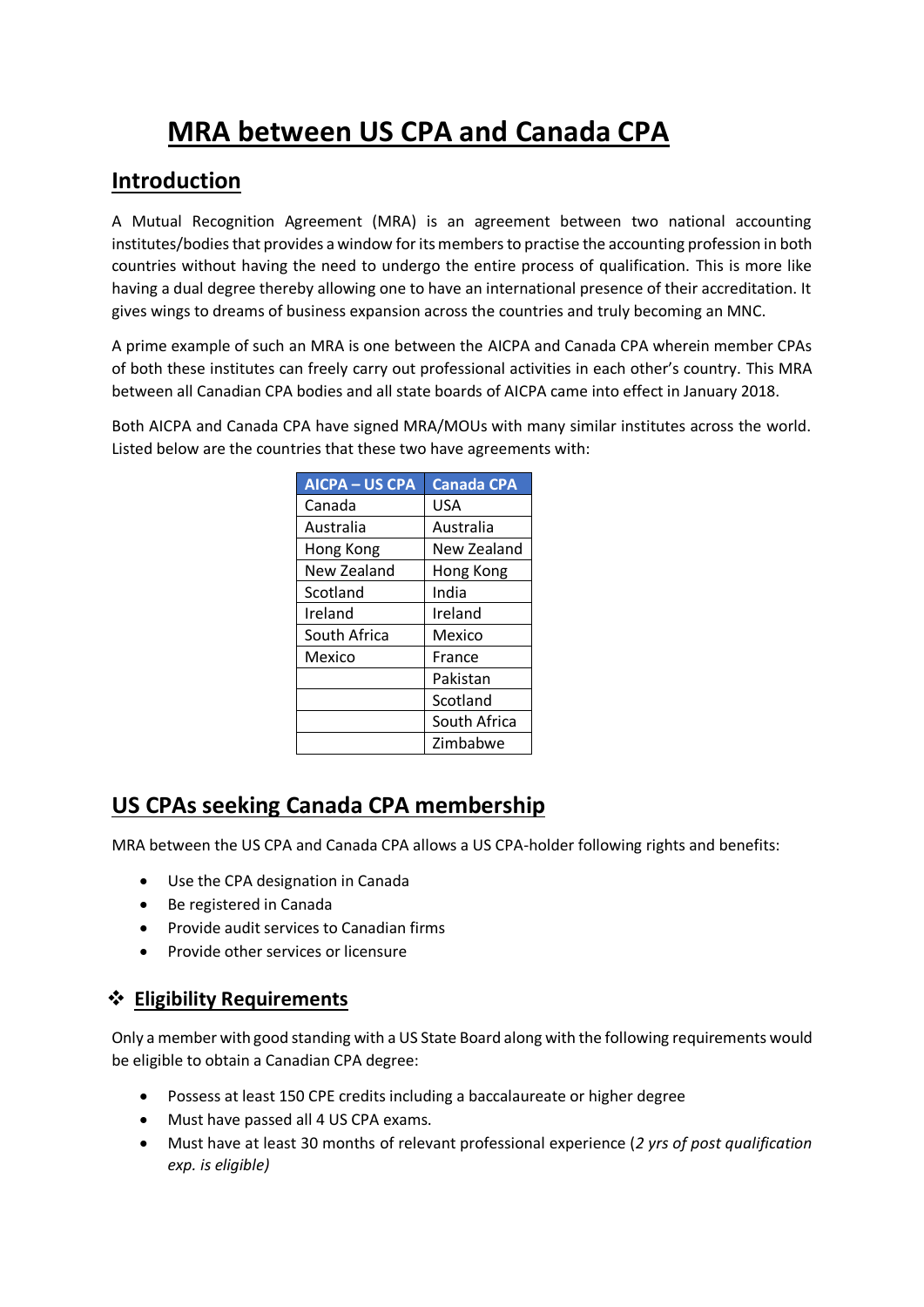# MRA between US CPA and Canada CPA

## Introduction

A Mutual Recognition Agreement (MRA) is an agreement between two national accounting institutes/bodies that provides a window for its members to practise the accounting profession in both countries without having the need to undergo the entire process of qualification. This is more like having a dual degree thereby allowing one to have an international presence of their accreditation. It gives wings to dreams of business expansion across the countries and truly becoming an MNC.

A prime example of such an MRA is one between the AICPA and Canada CPA wherein member CPAs of both these institutes can freely carry out professional activities in each other's country. This MRA between all Canadian CPA bodies and all state boards of AICPA came into effect in January 2018.

Both AICPA and Canada CPA have signed MRA/MOUs with many similar institutes across the world. Listed below are the countries that these two have agreements with:

| AICPA – US CPA | Canada CPA |
| --- | --- |
| Canada | USA |
| Australia | Australia |
| Hong Kong | New Zealand |
| New Zealand | Hong Kong |
| Scotland | India |
| Ireland | Ireland |
| South Africa | Mexico |
| Mexico | France |
| | Pakistan |
| | Scotland |
| | South Africa |
| | Zimbabwe |

## US CPAs seeking Canada CPA membership

MRA between the US CPA and Canada CPA allows a US CPA-holder following rights and benefits:

- Use the CPA designation in Canada
- Be registered in Canada
- Provide audit services to Canadian firms
- Provide other services or licensure

### ❖ Eligibility Requirements

Only a member with good standing with a US State Board along with the following requirements would be eligible to obtain a Canadian CPA degree:

- Possess at least 150 CPE credits including a baccalaureate or higher degree
- Must have passed all 4 US CPA exams.
- Must have at least 30 months of relevant professional experience (*2 yrs of post qualification exp. is eligible)*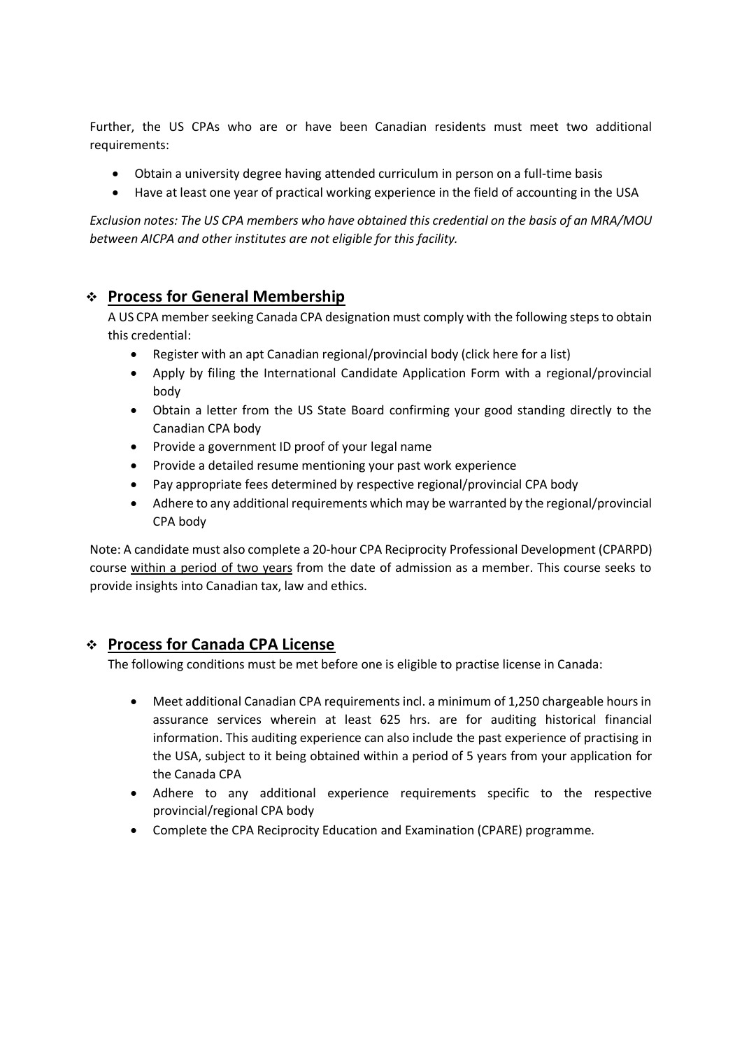Further, the US CPAs who are or have been Canadian residents must meet two additional requirements:

- Obtain a university degree having attended curriculum in person on a full-time basis
- Have at least one year of practical working experience in the field of accounting in the USA

*Exclusion notes: The US CPA members who have obtained this credential on the basis of an MRA/MOU between AICPA and other institutes are not eligible for this facility.*

## ❖ **Process for General Membership**

A US CPA member seeking Canada CPA designation must comply with the following steps to obtain this credential:

- Register with an apt Canadian regional/provincial body (click here for a list)
- Apply by filing the International Candidate Application Form with a regional/provincial body
- Obtain a letter from the US State Board confirming your good standing directly to the Canadian CPA body
- Provide a government ID proof of your legal name
- Provide a detailed resume mentioning your past work experience
- Pay appropriate fees determined by respective regional/provincial CPA body
- Adhere to any additional requirements which may be warranted by the regional/provincial CPA body

Note: A candidate must also complete a 20-hour CPA Reciprocity Professional Development (CPARPD) course within a period of two years from the date of admission as a member. This course seeks to provide insights into Canadian tax, law and ethics.

## ❖ **Process for Canada CPA License**

The following conditions must be met before one is eligible to practise license in Canada:

- Meet additional Canadian CPA requirements incl. a minimum of 1,250 chargeable hours in assurance services wherein at least 625 hrs. are for auditing historical financial information. This auditing experience can also include the past experience of practising in the USA, subject to it being obtained within a period of 5 years from your application for the Canada CPA
- Adhere to any additional experience requirements specific to the respective provincial/regional CPA body
- Complete the CPA Reciprocity Education and Examination (CPARE) programme.